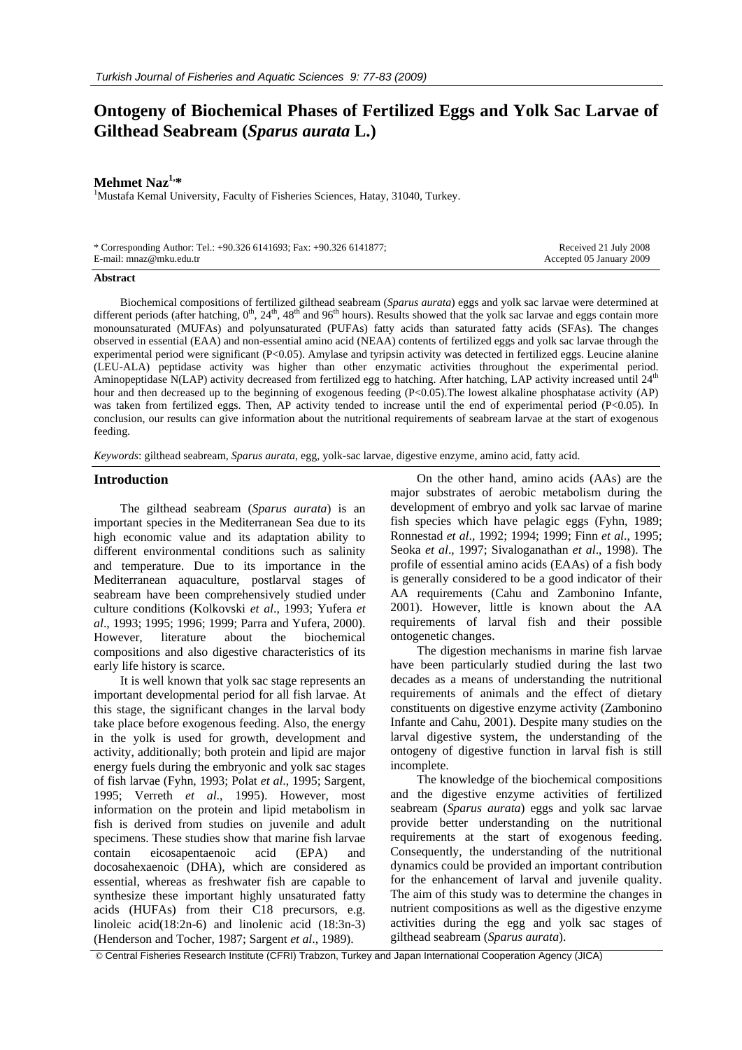# Ontogeny of Biochemical Phases of Fertilized Eggs and Yolk Sac Larvae of Gilthead Seabream (*Sparus aurata* L.)

**Mehmet Naz**[1,*]

[1]Mustafa Kemal University, Faculty of Fisheries Sciences, Hatay, 31040, Turkey.

\* Corresponding Author: Tel.: +90.326 6141693; Fax: +90.326 6141877;
E-mail: mnaz@mku.edu.tr

Received 21 July 2008
Accepted 05 January 2009

**Abstract**

Biochemical compositions of fertilized gilthead seabream (*Sparus aurata*) eggs and yolk sac larvae were determined at different periods (after hatching, $0^{th}$, $24^{th}$, $48^{th}$ and $96^{th}$ hours). Results showed that the yolk sac larvae and eggs contain more monounsaturated (MUFAs) and polyunsaturated (PUFAs) fatty acids than saturated fatty acids (SFAs). The changes observed in essential (EAA) and non-essential amino acid (NEAA) contents of fertilized eggs and yolk sac larvae through the experimental period were significant ($P<0.05$). Amylase and tyripsin activity was detected in fertilized eggs. Leucine alanine (LEU-ALA) peptidase activity was higher than other enzymatic activities throughout the experimental period. Aminopeptidase N(LAP) activity decreased from fertilized egg to hatching. After hatching, LAP activity increased until $24^{th}$ hour and then decreased up to the beginning of exogenous feeding ($P<0.05$).The lowest alkaline phosphatase activity (AP) was taken from fertilized eggs. Then, AP activity tended to increase until the end of experimental period ($P<0.05$). In conclusion, our results can give information about the nutritional requirements of seabream larvae at the start of exogenous feeding.

*Keywords*: gilthead seabream, *Sparus aurata*, egg, yolk-sac larvae, digestive enzyme, amino acid, fatty acid.

## Introduction

The gilthead seabream (*Sparus aurata*) is an important species in the Mediterranean Sea due to its high economic value and its adaptation ability to different environmental conditions such as salinity and temperature. Due to its importance in the Mediterranean aquaculture, postlarval stages of seabream have been comprehensively studied under culture conditions (Kolkovski *et al*., 1993; Yufera *et al*., 1993; 1995; 1996; 1999; Parra and Yufera, 2000). However, literature about the biochemical compositions and also digestive characteristics of its early life history is scarce.

It is well known that yolk sac stage represents an important developmental period for all fish larvae. At this stage, the significant changes in the larval body take place before exogenous feeding. Also, the energy in the yolk is used for growth, development and activity, additionally; both protein and lipid are major energy fuels during the embryonic and yolk sac stages of fish larvae (Fyhn, 1993; Polat *et al*., 1995; Sargent, 1995; Verreth *et al*., 1995). However, most information on the protein and lipid metabolism in fish is derived from studies on juvenile and adult specimens. These studies show that marine fish larvae contain eicosapentaenoic acid (EPA) and docosahexaenoic (DHA), which are considered as essential, whereas as freshwater fish are capable to synthesize these important highly unsaturated fatty acids (HUFAs) from their C18 precursors, e.g. linoleic acid(18:2n-6) and linolenic acid (18:3n-3) (Henderson and Tocher, 1987; Sargent *et al*., 1989).

On the other hand, amino acids (AAs) are the major substrates of aerobic metabolism during the development of embryo and yolk sac larvae of marine fish species which have pelagic eggs (Fyhn, 1989; Ronnestad *et al*., 1992; 1994; 1999; Finn *et al*., 1995; Seoka *et al*., 1997; Sivaloganathan *et al*., 1998). The profile of essential amino acids (EAAs) of a fish body is generally considered to be a good indicator of their AA requirements (Cahu and Zambonino Infante, 2001). However, little is known about the AA requirements of larval fish and their possible ontogenetic changes.

The digestion mechanisms in marine fish larvae have been particularly studied during the last two decades as a means of understanding the nutritional requirements of animals and the effect of dietary constituents on digestive enzyme activity (Zambonino Infante and Cahu, 2001). Despite many studies on the larval digestive system, the understanding of the ontogeny of digestive function in larval fish is still incomplete.

The knowledge of the biochemical compositions and the digestive enzyme activities of fertilized seabream (*Sparus aurata*) eggs and yolk sac larvae provide better understanding on the nutritional requirements at the start of exogenous feeding. Consequently, the understanding of the nutritional dynamics could be provided an important contribution for the enhancement of larval and juvenile quality. The aim of this study was to determine the changes in nutrient compositions as well as the digestive enzyme activities during the egg and yolk sac stages of gilthead seabream (*Sparus aurata*).

© Central Fisheries Research Institute (CFRI) Trabzon, Turkey and Japan International Cooperation Agency (JICA)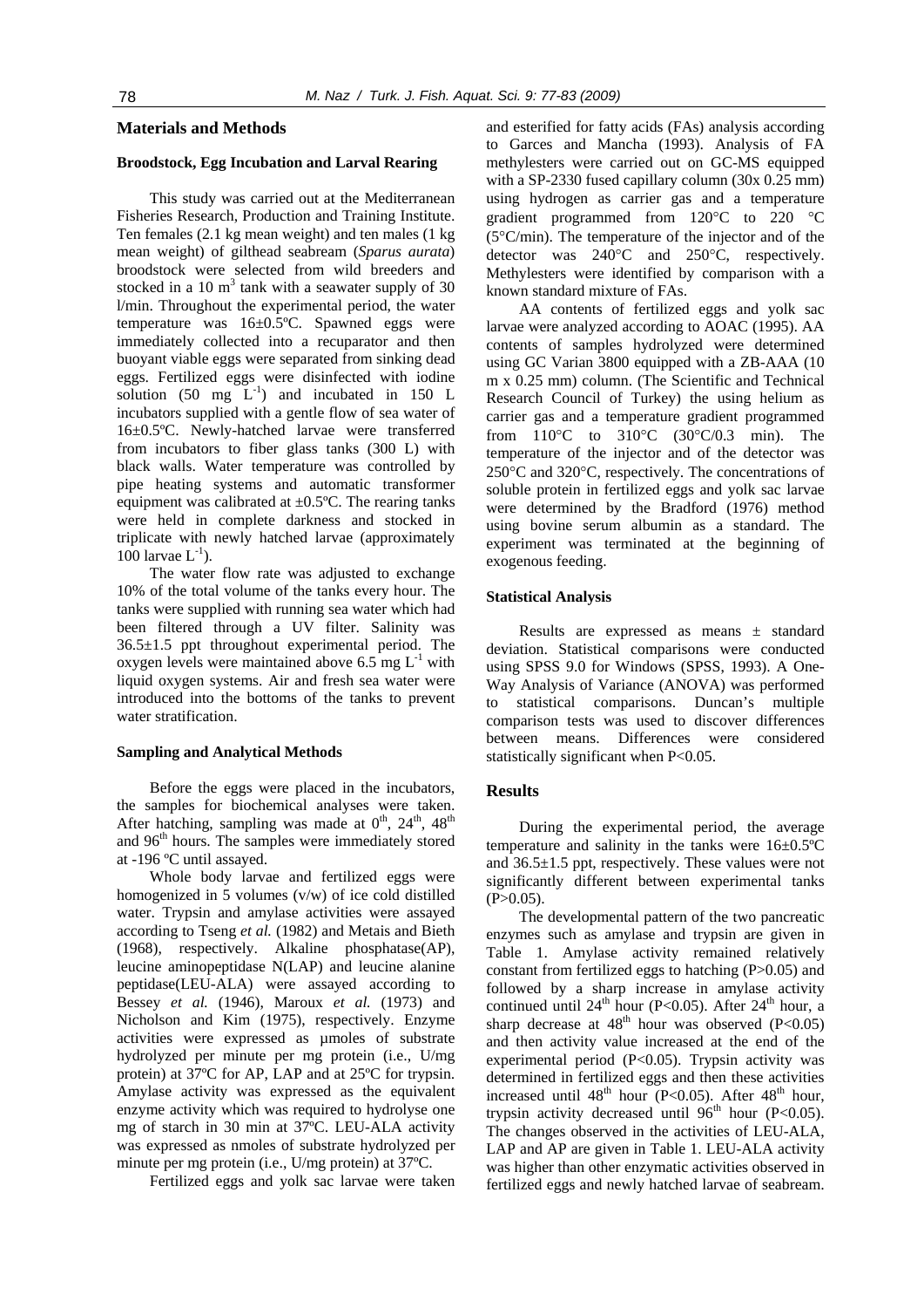## Materials and Methods

### Broodstock, Egg Incubation and Larval Rearing

This study was carried out at the Mediterranean Fisheries Research, Production and Training Institute. Ten females (2.1 kg mean weight) and ten males (1 kg mean weight) of gilthead seabream (*Sparus aurata*) broodstock were selected from wild breeders and stocked in a 10 $m^3$ tank with a seawater supply of 30 l/min. Throughout the experimental period, the water temperature was 16±0.5ºC. Spawned eggs were immediately collected into a recuparator and then buoyant viable eggs were separated from sinking dead eggs. Fertilized eggs were disinfected with iodine solution (50 mg $L^{-1}$) and incubated in 150 L incubators supplied with a gentle flow of sea water of 16±0.5ºC. Newly-hatched larvae were transferred from incubators to fiber glass tanks (300 L) with black walls. Water temperature was controlled by pipe heating systems and automatic transformer equipment was calibrated at ±0.5ºC. The rearing tanks were held in complete darkness and stocked in triplicate with newly hatched larvae (approximately 100 larvae $L^{-1}$).

The water flow rate was adjusted to exchange 10% of the total volume of the tanks every hour. The tanks were supplied with running sea water which had been filtered through a UV filter. Salinity was 36.5±1.5 ppt throughout experimental period. The oxygen levels were maintained above 6.5 mg $L^{-1}$ with liquid oxygen systems. Air and fresh sea water were introduced into the bottoms of the tanks to prevent water stratification.

### Sampling and Analytical Methods

Before the eggs were placed in the incubators, the samples for biochemical analyses were taken. After hatching, sampling was made at $0^{th}$, $24^{th}$, $48^{th}$ and $96^{th}$ hours. The samples were immediately stored at -196 ºC until assayed.

Whole body larvae and fertilized eggs were homogenized in 5 volumes (v/w) of ice cold distilled water. Trypsin and amylase activities were assayed according to Tseng *et al.* (1982) and Metais and Bieth (1968), respectively. Alkaline phosphatase(AP), leucine aminopeptidase N(LAP) and leucine alanine peptidase(LEU-ALA) were assayed according to Bessey *et al.* (1946), Maroux *et al.* (1973) and Nicholson and Kim (1975), respectively. Enzyme activities were expressed as µmoles of substrate hydrolyzed per minute per mg protein (i.e., U/mg protein) at 37ºC for AP, LAP and at 25ºC for trypsin. Amylase activity was expressed as the equivalent enzyme activity which was required to hydrolyse one mg of starch in 30 min at 37ºC. LEU-ALA activity was expressed as nmoles of substrate hydrolyzed per minute per mg protein (i.e., U/mg protein) at 37ºC.

Fertilized eggs and yolk sac larvae were taken and esterified for fatty acids (FAs) analysis according to Garces and Mancha (1993). Analysis of FA methylesters were carried out on GC-MS equipped with a SP-2330 fused capillary column (30x 0.25 mm) using hydrogen as carrier gas and a temperature gradient programmed from 120°C to 220 °C (5°C/min). The temperature of the injector and of the detector was 240°C and 250°C, respectively. Methylesters were identified by comparison with a known standard mixture of FAs.

AA contents of fertilized eggs and yolk sac larvae were analyzed according to AOAC (1995). AA contents of samples hydrolyzed were determined using GC Varian 3800 equipped with a ZB-AAA (10 m x 0.25 mm) column. (The Scientific and Technical Research Council of Turkey) the using helium as carrier gas and a temperature gradient programmed from 110°C to 310°C (30°C/0.3 min). The temperature of the injector and of the detector was 250°C and 320°C, respectively. The concentrations of soluble protein in fertilized eggs and yolk sac larvae were determined by the Bradford (1976) method using bovine serum albumin as a standard. The experiment was terminated at the beginning of exogenous feeding.

### Statistical Analysis

Results are expressed as means ± standard deviation. Statistical comparisons were conducted using SPSS 9.0 for Windows (SPSS, 1993). A One-Way Analysis of Variance (ANOVA) was performed to statistical comparisons. Duncan's multiple comparison tests was used to discover differences between means. Differences were considered statistically significant when $P<0.05$.

## Results

During the experimental period, the average temperature and salinity in the tanks were 16±0.5ºC and 36.5±1.5 ppt, respectively. These values were not significantly different between experimental tanks ($P>0.05$).

The developmental pattern of the two pancreatic enzymes such as amylase and trypsin are given in Table 1. Amylase activity remained relatively constant from fertilized eggs to hatching ($P>0.05$) and followed by a sharp increase in amylase activity continued until $24^{th}$ hour ($P<0.05$). After $24^{th}$ hour, a sharp decrease at $48^{th}$ hour was observed ($P<0.05$) and then activity value increased at the end of the experimental period ($P<0.05$). Trypsin activity was determined in fertilized eggs and then these activities increased until $48^{th}$ hour ($P<0.05$). After $48^{th}$ hour, trypsin activity decreased until $96^{th}$ hour ($P<0.05$). The changes observed in the activities of LEU-ALA, LAP and AP are given in Table 1. LEU-ALA activity was higher than other enzymatic activities observed in fertilized eggs and newly hatched larvae of seabream.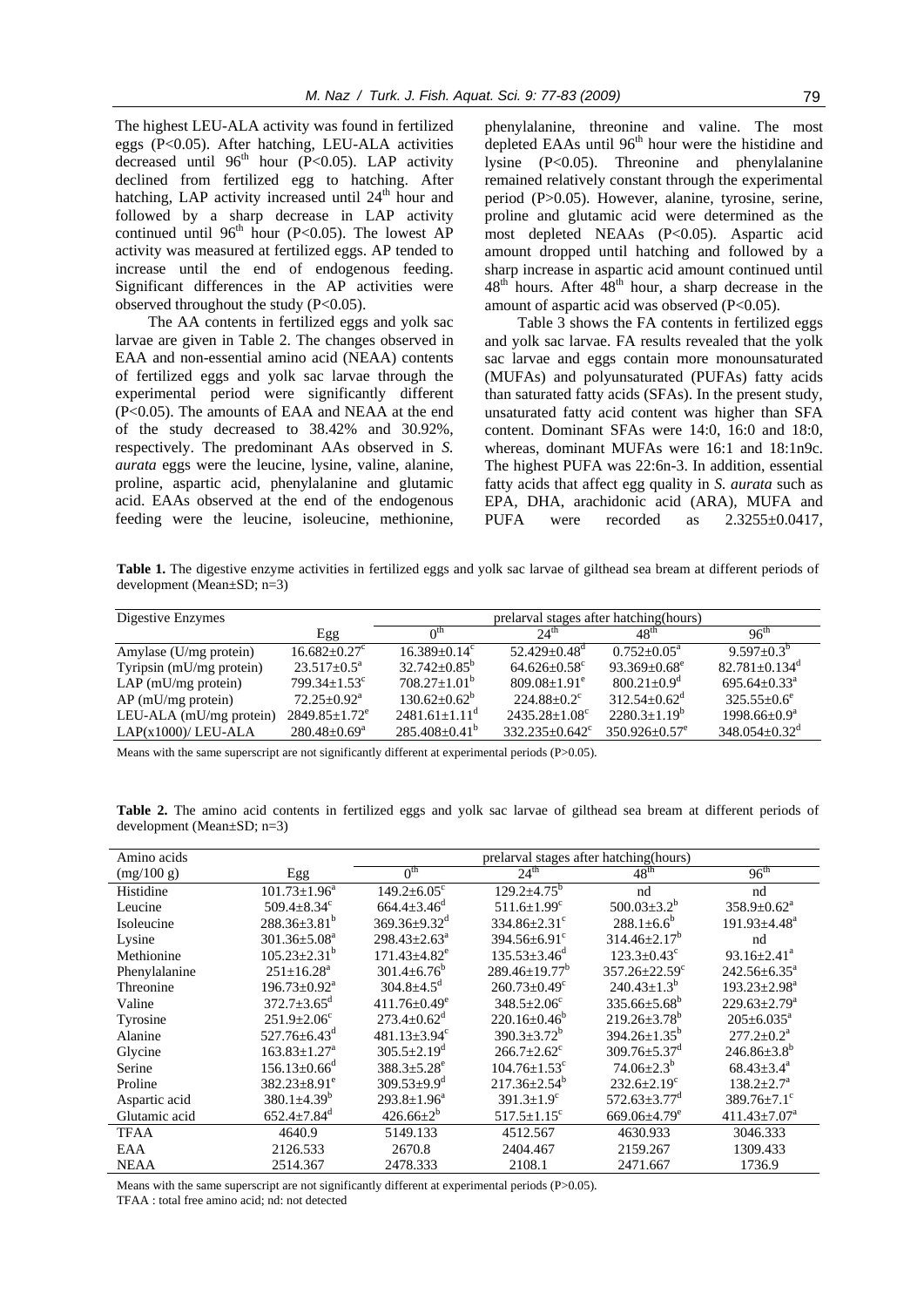The highest LEU-ALA activity was found in fertilized eggs ($P<0.05$). After hatching, LEU-ALA activities decreased until 96[th] hour ($P<0.05$). LAP activity declined from fertilized egg to hatching. After hatching, LAP activity increased until 24[th] hour and followed by a sharp decrease in LAP activity continued until 96[th] hour ($P<0.05$). The lowest AP activity was measured at fertilized eggs. AP tended to increase until the end of endogenous feeding. Significant differences in the AP activities were observed throughout the study ($P<0.05$).

The AA contents in fertilized eggs and yolk sac larvae are given in Table 2. The changes observed in EAA and non-essential amino acid (NEAA) contents of fertilized eggs and yolk sac larvae through the experimental period were significantly different ($P<0.05$). The amounts of EAA and NEAA at the end of the study decreased to 38.42% and 30.92%, respectively. The predominant AAs observed in *S. aurata* eggs were the leucine, lysine, valine, alanine, proline, aspartic acid, phenylalanine and glutamic acid. EAAs observed at the end of the endogenous feeding were the leucine, isoleucine, methionine, phenylalanine, threonine and valine. The most depleted EAAs until 96[th] hour were the histidine and lysine ($P<0.05$). Threonine and phenylalanine remained relatively constant through the experimental period ($P>0.05$). However, alanine, tyrosine, serine, proline and glutamic acid were determined as the most depleted NEAAs ($P<0.05$). Aspartic acid amount dropped until hatching and followed by a sharp increase in aspartic acid amount continued until 48[th] hours. After 48[th] hour, a sharp decrease in the amount of aspartic acid was observed ($P<0.05$).

Table 3 shows the FA contents in fertilized eggs and yolk sac larvae. FA results revealed that the yolk sac larvae and eggs contain more monounsaturated (MUFAs) and polyunsaturated (PUFAs) fatty acids than saturated fatty acids (SFAs). In the present study, unsaturated fatty acid content was higher than SFA content. Dominant SFAs were 14:0, 16:0 and 18:0, whereas, dominant MUFAs were 16:1 and 18:1n9c. The highest PUFA was 22:6n-3. In addition, essential fatty acids that affect egg quality in *S. aurata* such as EPA, DHA, arachidonic acid (ARA), MUFA and PUFA were recorded as 2.3255±0.0417,

**Table 1.** The digestive enzyme activities in fertilized eggs and yolk sac larvae of gilthead sea bream at different periods of development (Mean±SD; n=3)

| Digestive Enzymes | | prelarval stages after hatching(hours) | | | |
|---|---|---|---|---|---|
| | Egg | 0[th] | 24[th] | 48[th] | 96[th] |
| Amylase (U/mg protein) | 16.682±0.27[c] | 16.389±0.14[c] | 52.429±0.48[d] | 0.752±0.05[a] | 9.597±0.3[b] |
| Tyripsin (mU/mg protein) | 23.517±0.5[a] | 32.742±0.85[b] | 64.626±0.58[c] | 93.369±0.68[e] | 82.781±0.134[d] |
| LAP (mU/mg protein) | 799.34±1.53[c] | 708.27±1.01[b] | 809.08±1.91[e] | 800.21±0.9[d] | 695.64±0.33[a] |
| AP (mU/mg protein) | 72.25±0.92[a] | 130.62±0.62[b] | 224.88±0.2[c] | 312.54±0.62[d] | 325.55±0.6[e] |
| LEU-ALA (mU/mg protein) | 2849.85±1.72[e] | 2481.61±1.11[d] | 2435.28±1.08[c] | 2280.3±1.19[b] | 1998.66±0.9[a] |
| LAP(x1000)/ LEU-ALA | 280.48±0.69[a] | 285.408±0.41[b] | 332.235±0.642[c] | 350.926±0.57[e] | 348.054±0.32[d] |

Means with the same superscript are not significantly different at experimental periods ($P>0.05$).

**Table 2.** The amino acid contents in fertilized eggs and yolk sac larvae of gilthead sea bream at different periods of development (Mean±SD; n=3)

| Amino acids | | prelarval stages after hatching(hours) | | | |
|---|---|---|---|---|---|
| (mg/100 g) | Egg | 0[th] | 24[th] | 48[th] | 96[th] |
| Histidine | 101.73±1.96[a] | 149.2±6.05[c] | 129.2±4.75[b] | nd | nd |
| Leucine | 509.4±8.34[c] | 664.4±3.46[d] | 511.6±1.99[c] | 500.03±3.2[b] | 358.9±0.62[a] |
| Isoleucine | 288.36±3.81[b] | 369.36±9.32[d] | 334.86±2.31[c] | 288.1±6.6[b] | 191.93±4.48[a] |
| Lysine | 301.36±5.08[a] | 298.43±2.63[a] | 394.56±6.91[c] | 314.46±2.17[b] | nd |
| Methionine | 105.23±2.31[b] | 171.43±4.82[e] | 135.53±3.46[d] | 123.3±0.43[c] | 93.16±2.41[a] |
| Phenylalanine | 251±16.28[a] | 301.4±6.76[b] | 289.46±19.77[b] | 357.26±22.59[c] | 242.56±6.35[a] |
| Threonine | 196.73±0.92[a] | 304.8±4.5[d] | 260.73±0.49[c] | 240.43±1.3[b] | 193.23±2.98[a] |
| Valine | 372.7±3.65[d] | 411.76±0.49[e] | 348.5±2.06[c] | 335.66±5.68[b] | 229.63±2.79[a] |
| Tyrosine | 251.9±2.06[c] | 273.4±0.62[d] | 220.16±0.46[b] | 219.26±3.78[b] | 205±6.035[a] |
| Alanine | 527.76±6.43[d] | 481.13±3.94[c] | 390.3±3.72[b] | 394.26±1.35[b] | 277.2±0.2[a] |
| Glycine | 163.83±1.27[a] | 305.5±2.19[d] | 266.7±2.62[c] | 309.76±5.37[d] | 246.86±3.8[b] |
| Serine | 156.13±0.66[d] | 388.3±5.28[e] | 104.76±1.53[c] | 74.06±2.3[b] | 68.43±3.4[a] |
| Proline | 382.23±8.91[e] | 309.53±9.9[d] | 217.36±2.54[b] | 232.6±2.19[c] | 138.2±2.7[a] |
| Aspartic acid | 380.1±4.39[b] | 293.8±1.96[a] | 391.3±1.9[c] | 572.63±3.77[d] | 389.76±7.1[c] |
| Glutamic acid | 652.4±7.84[d] | 426.66±2[b] | 517.5±1.15[c] | 669.06±4.79[e] | 411.43±7.07[a] |
| TFAA | 4640.9 | 5149.133 | 4512.567 | 4630.933 | 3046.333 |
| EAA | 2126.533 | 2670.8 | 2404.467 | 2159.267 | 1309.433 |
| NEAA | 2514.367 | 2478.333 | 2108.1 | 2471.667 | 1736.9 |

Means with the same superscript are not significantly different at experimental periods ($P>0.05$).
TFAA : total free amino acid; nd: not detected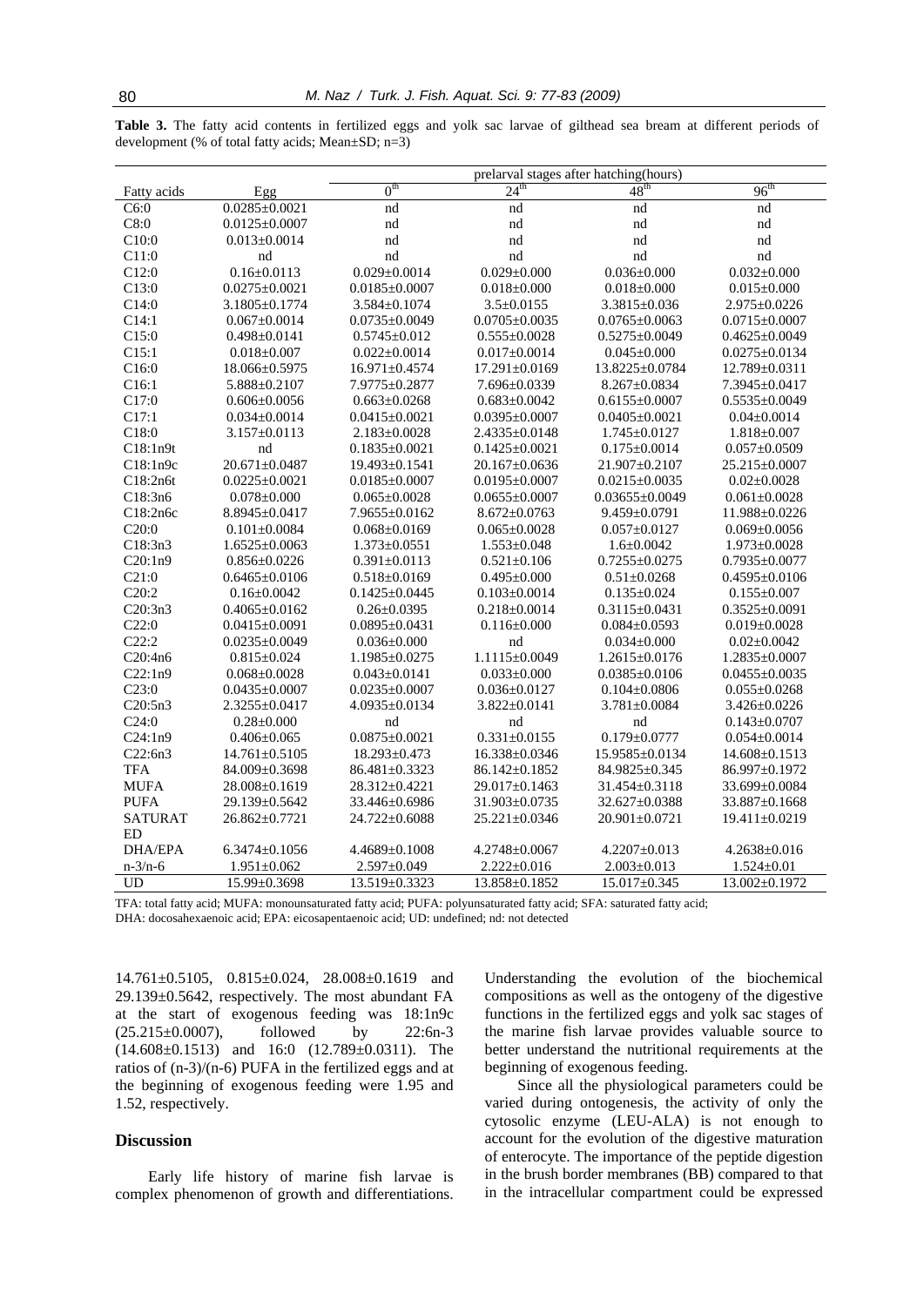**Table 3.** The fatty acid contents in fertilized eggs and yolk sac larvae of gilthead sea bream at different periods of development (% of total fatty acids; Mean±SD; n=3)

| | | prelarval stages after hatching(hours) | | | |
|---|---|---|---|---|---|
| Fatty acids | Egg | $0^{th}$ | $24^{th}$ | $48^{th}$ | $96^{th}$ |
| C6:0 | 0.0285±0.0021 | nd | nd | nd | nd |
| C8:0 | 0.0125±0.0007 | nd | nd | nd | nd |
| C10:0 | 0.013±0.0014 | nd | nd | nd | nd |
| C11:0 | nd | nd | nd | nd | nd |
| C12:0 | 0.16±0.0113 | 0.029±0.0014 | 0.029±0.000 | 0.036±0.000 | 0.032±0.000 |
| C13:0 | 0.0275±0.0021 | 0.0185±0.0007 | 0.018±0.000 | 0.018±0.000 | 0.015±0.000 |
| C14:0 | 3.1805±0.1774 | 3.584±0.1074 | 3.5±0.0155 | 3.3815±0.036 | 2.975±0.0226 |
| C14:1 | 0.067±0.0014 | 0.0735±0.0049 | 0.0705±0.0035 | 0.0765±0.0063 | 0.0715±0.0007 |
| C15:0 | 0.498±0.0141 | 0.5745±0.012 | 0.555±0.0028 | 0.5275±0.0049 | 0.4625±0.0049 |
| C15:1 | 0.018±0.007 | 0.022±0.0014 | 0.017±0.0014 | 0.045±0.000 | 0.0275±0.0134 |
| C16:0 | 18.066±0.5975 | 16.971±0.4574 | 17.291±0.0169 | 13.8225±0.0784 | 12.789±0.0311 |
| C16:1 | 5.888±0.2107 | 7.9775±0.2877 | 7.696±0.0339 | 8.267±0.0834 | 7.3945±0.0417 |
| C17:0 | 0.606±0.0056 | 0.663±0.0268 | 0.683±0.0042 | 0.6155±0.0007 | 0.5535±0.0049 |
| C17:1 | 0.034±0.0014 | 0.0415±0.0021 | 0.0395±0.0007 | 0.0405±0.0021 | 0.04±0.0014 |
| C18:0 | 3.157±0.0113 | 2.183±0.0028 | 2.4335±0.0148 | 1.745±0.0127 | 1.818±0.007 |
| C18:1n9t | nd | 0.1835±0.0021 | 0.1425±0.0021 | 0.175±0.0014 | 0.057±0.0509 |
| C18:1n9c | 20.671±0.0487 | 19.493±0.1541 | 20.167±0.0636 | 21.907±0.2107 | 25.215±0.0007 |
| C18:2n6t | 0.0225±0.0021 | 0.0185±0.0007 | 0.0195±0.0007 | 0.0215±0.0035 | 0.02±0.0028 |
| C18:3n6 | 0.078±0.000 | 0.065±0.0028 | 0.0655±0.0007 | 0.03655±0.0049 | 0.061±0.0028 |
| C18:2n6c | 8.8945±0.0417 | 7.9655±0.0162 | 8.672±0.0763 | 9.459±0.0791 | 11.988±0.0226 |
| C20:0 | 0.101±0.0084 | 0.068±0.0169 | 0.065±0.0028 | 0.057±0.0127 | 0.069±0.0056 |
| C18:3n3 | 1.6525±0.0063 | 1.373±0.0551 | 1.553±0.048 | 1.6±0.0042 | 1.973±0.0028 |
| C20:1n9 | 0.856±0.0226 | 0.391±0.0113 | 0.521±0.106 | 0.7255±0.0275 | 0.7935±0.0077 |
| C21:0 | 0.6465±0.0106 | 0.518±0.0169 | 0.495±0.000 | 0.51±0.0268 | 0.4595±0.0106 |
| C20:2 | 0.16±0.0042 | 0.1425±0.0445 | 0.103±0.0014 | 0.135±0.024 | 0.155±0.007 |
| C20:3n3 | 0.4065±0.0162 | 0.26±0.0395 | 0.218±0.0014 | 0.3115±0.0431 | 0.3525±0.0091 |
| C22:0 | 0.0415±0.0091 | 0.0895±0.0431 | 0.116±0.000 | 0.084±0.0593 | 0.019±0.0028 |
| C22:2 | 0.0235±0.0049 | 0.036±0.000 | nd | 0.034±0.000 | 0.02±0.0042 |
| C20:4n6 | 0.815±0.024 | 1.1985±0.0275 | 1.1115±0.0049 | 1.2615±0.0176 | 1.2835±0.0007 |
| C22:1n9 | 0.068±0.0028 | 0.043±0.0141 | 0.033±0.000 | 0.0385±0.0106 | 0.0455±0.0035 |
| C23:0 | 0.0435±0.0007 | 0.0235±0.0007 | 0.036±0.0127 | 0.104±0.0806 | 0.055±0.0268 |
| C20:5n3 | 2.3255±0.0417 | 4.0935±0.0134 | 3.822±0.0141 | 3.781±0.0084 | 3.426±0.0226 |
| C24:0 | 0.28±0.000 | nd | nd | nd | 0.143±0.0707 |
| C24:1n9 | 0.406±0.065 | 0.0875±0.0021 | 0.331±0.0155 | 0.179±0.0777 | 0.054±0.0014 |
| C22:6n3 | 14.761±0.5105 | 18.293±0.473 | 16.338±0.0346 | 15.9585±0.0134 | 14.608±0.1513 |
| TFA | 84.009±0.3698 | 86.481±0.3323 | 86.142±0.1852 | 84.9825±0.345 | 86.997±0.1972 |
| MUFA | 28.008±0.1619 | 28.312±0.4221 | 29.017±0.1463 | 31.454±0.3118 | 33.699±0.0084 |
| PUFA | 29.139±0.5642 | 33.446±0.6986 | 31.903±0.0735 | 32.627±0.0388 | 33.887±0.1668 |
| SATURATED | 26.862±0.7721 | 24.722±0.6088 | 25.221±0.0346 | 20.901±0.0721 | 19.411±0.0219 |
| DHA/EPA | 6.3474±0.1056 | 4.4689±0.1008 | 4.2748±0.0067 | 4.2207±0.013 | 4.2638±0.016 |
| n-3/n-6 | 1.951±0.062 | 2.597±0.049 | 2.222±0.016 | 2.003±0.013 | 1.524±0.01 |
| UD | 15.99±0.3698 | 13.519±0.3323 | 13.858±0.1852 | 15.017±0.345 | 13.002±0.1972 |

TFA: total fatty acid; MUFA: monounsaturated fatty acid; PUFA: polyunsaturated fatty acid; SFA: saturated fatty acid; DHA: docosahexaenoic acid; EPA: eicosapentaenoic acid; UD: undefined; nd: not detected

14.761±0.5105, 0.815±0.024, 28.008±0.1619 and 29.139±0.5642, respectively. The most abundant FA at the start of exogenous feeding was 18:1n9c (25.215±0.0007), followed by 22:6n-3 (14.608±0.1513) and 16:0 (12.789±0.0311). The ratios of (n-3)/(n-6) PUFA in the fertilized eggs and at the beginning of exogenous feeding were 1.95 and 1.52, respectively.

## Discussion

Early life history of marine fish larvae is complex phenomenon of growth and differentiations. Understanding the evolution of the biochemical compositions as well as the ontogeny of the digestive functions in the fertilized eggs and yolk sac stages of the marine fish larvae provides valuable source to better understand the nutritional requirements at the beginning of exogenous feeding.

Since all the physiological parameters could be varied during ontogenesis, the activity of only the cytosolic enzyme (LEU-ALA) is not enough to account for the evolution of the digestive maturation of enterocyte. The importance of the peptide digestion in the brush border membranes (BB) compared to that in the intracellular compartment could be expressed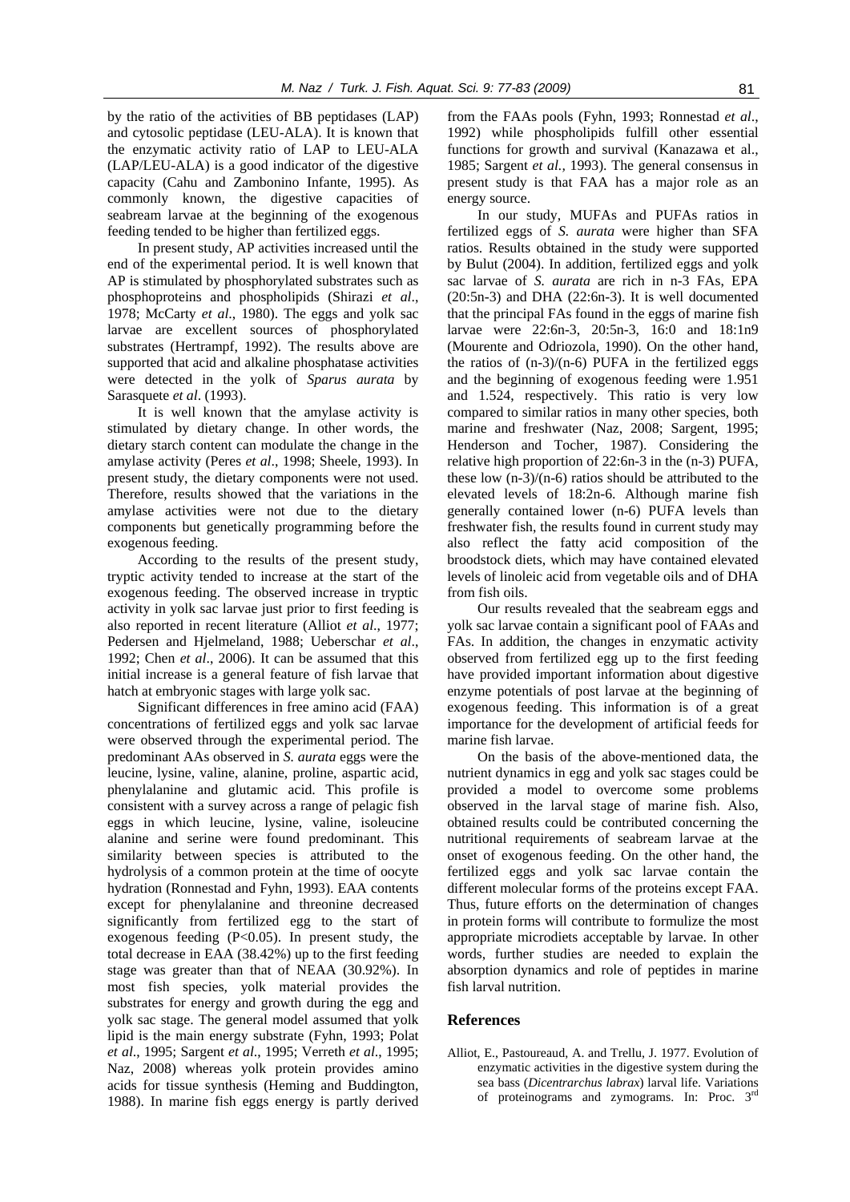by the ratio of the activities of BB peptidases (LAP) and cytosolic peptidase (LEU-ALA). It is known that the enzymatic activity ratio of LAP to LEU-ALA (LAP/LEU-ALA) is a good indicator of the digestive capacity (Cahu and Zambonino Infante, 1995). As commonly known, the digestive capacities of seabream larvae at the beginning of the exogenous feeding tended to be higher than fertilized eggs.

In present study, AP activities increased until the end of the experimental period. It is well known that AP is stimulated by phosphorylated substrates such as phosphoproteins and phospholipids (Shirazi *et al*., 1978; McCarty *et al*., 1980). The eggs and yolk sac larvae are excellent sources of phosphorylated substrates (Hertrampf, 1992). The results above are supported that acid and alkaline phosphatase activities were detected in the yolk of *Sparus aurata* by Sarasquete *et al*. (1993).

It is well known that the amylase activity is stimulated by dietary change. In other words, the dietary starch content can modulate the change in the amylase activity (Peres *et al*., 1998; Sheele, 1993). In present study, the dietary components were not used. Therefore, results showed that the variations in the amylase activities were not due to the dietary components but genetically programming before the exogenous feeding.

According to the results of the present study, tryptic activity tended to increase at the start of the exogenous feeding. The observed increase in tryptic activity in yolk sac larvae just prior to first feeding is also reported in recent literature (Alliot *et al*., 1977; Pedersen and Hjelmeland, 1988; Ueberschar *et al*., 1992; Chen *et al*., 2006). It can be assumed that this initial increase is a general feature of fish larvae that hatch at embryonic stages with large yolk sac.

Significant differences in free amino acid (FAA) concentrations of fertilized eggs and yolk sac larvae were observed through the experimental period. The predominant AAs observed in *S. aurata* eggs were the leucine, lysine, valine, alanine, proline, aspartic acid, phenylalanine and glutamic acid. This profile is consistent with a survey across a range of pelagic fish eggs in which leucine, lysine, valine, isoleucine alanine and serine were found predominant. This similarity between species is attributed to the hydrolysis of a common protein at the time of oocyte hydration (Ronnestad and Fyhn, 1993). EAA contents except for phenylalanine and threonine decreased significantly from fertilized egg to the start of exogenous feeding ($P<0.05$). In present study, the total decrease in EAA (38.42%) up to the first feeding stage was greater than that of NEAA (30.92%). In most fish species, yolk material provides the substrates for energy and growth during the egg and yolk sac stage. The general model assumed that yolk lipid is the main energy substrate (Fyhn, 1993; Polat *et al*., 1995; Sargent *et al*., 1995; Verreth *et al*., 1995; Naz, 2008) whereas yolk protein provides amino acids for tissue synthesis (Heming and Buddington, 1988). In marine fish eggs energy is partly derived from the FAAs pools (Fyhn, 1993; Ronnestad *et al*., 1992) while phospholipids fulfill other essential functions for growth and survival (Kanazawa et al., 1985; Sargent *et al.,* 1993). The general consensus in present study is that FAA has a major role as an energy source.

In our study, MUFAs and PUFAs ratios in fertilized eggs of *S. aurata* were higher than SFA ratios. Results obtained in the study were supported by Bulut (2004). In addition, fertilized eggs and yolk sac larvae of *S. aurata* are rich in n-3 FAs, EPA (20:5n-3) and DHA (22:6n-3). It is well documented that the principal FAs found in the eggs of marine fish larvae were 22:6n-3, 20:5n-3, 16:0 and 18:1n9 (Mourente and Odriozola, 1990). On the other hand, the ratios of (n-3)/(n-6) PUFA in the fertilized eggs and the beginning of exogenous feeding were 1.951 and 1.524, respectively. This ratio is very low compared to similar ratios in many other species, both marine and freshwater (Naz, 2008; Sargent, 1995; Henderson and Tocher, 1987). Considering the relative high proportion of 22:6n-3 in the (n-3) PUFA, these low (n-3)/(n-6) ratios should be attributed to the elevated levels of 18:2n-6. Although marine fish generally contained lower (n-6) PUFA levels than freshwater fish, the results found in current study may also reflect the fatty acid composition of the broodstock diets, which may have contained elevated levels of linoleic acid from vegetable oils and of DHA from fish oils.

Our results revealed that the seabream eggs and yolk sac larvae contain a significant pool of FAAs and FAs. In addition, the changes in enzymatic activity observed from fertilized egg up to the first feeding have provided important information about digestive enzyme potentials of post larvae at the beginning of exogenous feeding. This information is of a great importance for the development of artificial feeds for marine fish larvae.

On the basis of the above-mentioned data, the nutrient dynamics in egg and yolk sac stages could be provided a model to overcome some problems observed in the larval stage of marine fish. Also, obtained results could be contributed concerning the nutritional requirements of seabream larvae at the onset of exogenous feeding. On the other hand, the fertilized eggs and yolk sac larvae contain the different molecular forms of the proteins except FAA. Thus, future efforts on the determination of changes in protein forms will contribute to formulize the most appropriate microdiets acceptable by larvae. In other words, further studies are needed to explain the absorption dynamics and role of peptides in marine fish larval nutrition.

## References

Alliot, E., Pastoureaud, A. and Trellu, J. 1977. Evolution of enzymatic activities in the digestive system during the sea bass (*Dicentrarchus labrax*) larval life. Variations of proteinograms and zymograms. In: Proc. 3rd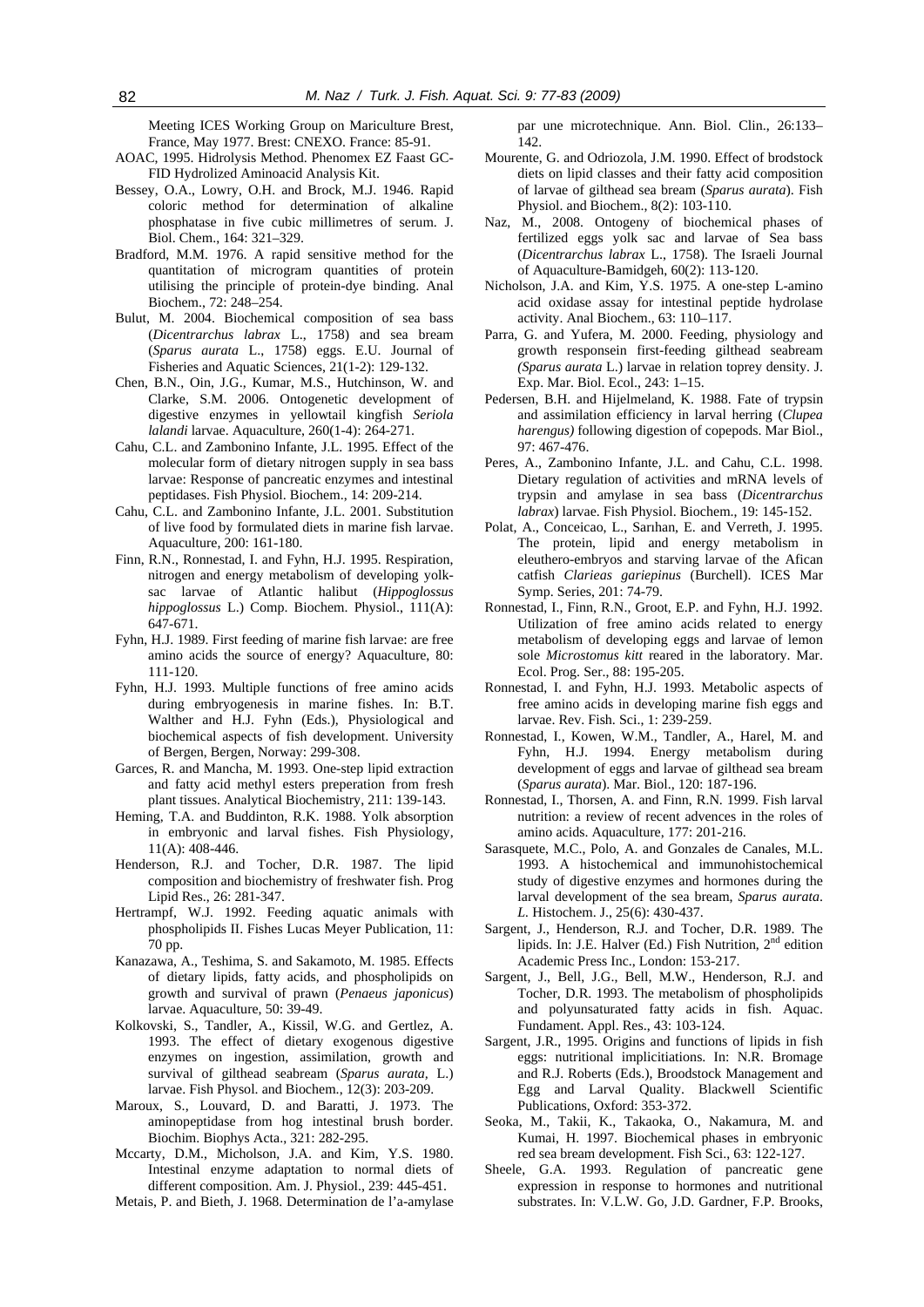Meeting ICES Working Group on Mariculture Brest, France, May 1977. Brest: CNEXO. France: 85-91.

AOAC, 1995. Hidrolysis Method. Phenomex EZ Faast GC-FID Hydrolized Aminoacid Analysis Kit.

Bessey, O.A., Lowry, O.H. and Brock, M.J. 1946. Rapid coloric method for determination of alkaline phosphatase in five cubic millimetres of serum. J. Biol. Chem., 164: 321–329.

Bradford, M.M. 1976. A rapid sensitive method for the quantitation of microgram quantities of protein utilising the principle of protein-dye binding. Anal Biochem., 72: 248–254.

Bulut, M. 2004. Biochemical composition of sea bass (*Dicentrarchus labrax* L., 1758) and sea bream (*Sparus aurata* L., 1758) eggs. E.U. Journal of Fisheries and Aquatic Sciences, 21(1-2): 129-132.

Chen, B.N., Oin, J.G., Kumar, M.S., Hutchinson, W. and Clarke, S.M. 2006. Ontogenetic development of digestive enzymes in yellowtail kingfish *Seriola lalandi* larvae. Aquaculture, 260(1-4): 264-271.

Cahu, C.L. and Zambonino Infante, J.L. 1995. Effect of the molecular form of dietary nitrogen supply in sea bass larvae: Response of pancreatic enzymes and intestinal peptidases. Fish Physiol. Biochem., 14: 209-214.

Cahu, C.L. and Zambonino Infante, J.L. 2001. Substitution of live food by formulated diets in marine fish larvae. Aquaculture, 200: 161-180.

Finn, R.N., Ronnestad, I. and Fyhn, H.J. 1995. Respiration, nitrogen and energy metabolism of developing yolk-sac larvae of Atlantic halibut (*Hippoglossus hippoglossus* L.) Comp. Biochem. Physiol., 111(A): 647-671.

Fyhn, H.J. 1989. First feeding of marine fish larvae: are free amino acids the source of energy? Aquaculture, 80: 111-120.

Fyhn, H.J. 1993. Multiple functions of free amino acids during embryogenesis in marine fishes. In: B.T. Walther and H.J. Fyhn (Eds.), Physiological and biochemical aspects of fish development. University of Bergen, Bergen, Norway: 299-308.

Garces, R. and Mancha, M. 1993. One-step lipid extraction and fatty acid methyl esters preperation from fresh plant tissues. Analytical Biochemistry, 211: 139-143.

Heming, T.A. and Buddinton, R.K. 1988. Yolk absorption in embryonic and larval fishes. Fish Physiology, 11(A): 408-446.

Henderson, R.J. and Tocher, D.R. 1987. The lipid composition and biochemistry of freshwater fish. Prog Lipid Res., 26: 281-347.

Hertrampf, W.J. 1992. Feeding aquatic animals with phospholipids II. Fishes Lucas Meyer Publication, 11: 70 pp.

Kanazawa, A., Teshima, S. and Sakamoto, M. 1985. Effects of dietary lipids, fatty acids, and phospholipids on growth and survival of prawn (*Penaeus japonicus*) larvae. Aquaculture, 50: 39-49.

Kolkovski, S., Tandler, A., Kissil, W.G. and Gertlez, A. 1993. The effect of dietary exogenous digestive enzymes on ingestion, assimilation, growth and survival of gilthead seabream (*Sparus aurata*, L.) larvae. Fish Physol. and Biochem., 12(3): 203-209.

Maroux, S., Louvard, D. and Baratti, J. 1973. The aminopeptidase from hog intestinal brush border. Biochim. Biophys Acta., 321: 282-295.

Mccarty, D.M., Micholson, J.A. and Kim, Y.S. 1980. Intestinal enzyme adaptation to normal diets of different composition. Am. J. Physiol., 239: 445-451.

Metais, P. and Bieth, J. 1968. Determination de l'a-amylase par une microtechnique. Ann. Biol. Clin., 26:133–142.

Mourente, G. and Odriozola, J.M. 1990. Effect of brodstock diets on lipid classes and their fatty acid composition of larvae of gilthead sea bream (*Sparus aurata*). Fish Physiol. and Biochem., 8(2): 103-110.

Naz, M., 2008. Ontogeny of biochemical phases of fertilized eggs yolk sac and larvae of Sea bass (*Dicentrarchus labrax* L., 1758). The Israeli Journal of Aquaculture-Bamidgeh, 60(2): 113-120.

Nicholson, J.A. and Kim, Y.S. 1975. A one-step L-amino acid oxidase assay for intestinal peptide hydrolase activity. Anal Biochem., 63: 110–117.

Parra, G. and Yufera, M. 2000. Feeding, physiology and growth responsein first-feeding gilthead seabream *(Sparus aurata* L.) larvae in relation toprey density. J. Exp. Mar. Biol. Ecol., 243: 1–15.

Pedersen, B.H. and Hijelmeland, K. 1988. Fate of trypsin and assimilation efficiency in larval herring (*Clupea harengus)* following digestion of copepods. Mar Biol., 97: 467-476.

Peres, A., Zambonino Infante, J.L. and Cahu, C.L. 1998. Dietary regulation of activities and mRNA levels of trypsin and amylase in sea bass (*Dicentrarchus labrax*) larvae. Fish Physiol. Biochem., 19: 145-152.

Polat, A., Conceicao, L., Sarıhan, E. and Verreth, J. 1995. The protein, lipid and energy metabolism in eleuthero-embryos and starving larvae of the Afican catfish *Clarieas gariepinus* (Burchell). ICES Mar Symp. Series, 201: 74-79.

Ronnestad, I., Finn, R.N., Groot, E.P. and Fyhn, H.J. 1992. Utilization of free amino acids related to energy metabolism of developing eggs and larvae of lemon sole *Microstomus kitt* reared in the laboratory. Mar. Ecol. Prog. Ser., 88: 195-205.

Ronnestad, I. and Fyhn, H.J. 1993. Metabolic aspects of free amino acids in developing marine fish eggs and larvae. Rev. Fish. Sci., 1: 239-259.

Ronnestad, I., Kowen, W.M., Tandler, A., Harel, M. and Fyhn, H.J. 1994. Energy metabolism during development of eggs and larvae of gilthead sea bream (*Sparus aurata*). Mar. Biol., 120: 187-196.

Ronnestad, I., Thorsen, A. and Finn, R.N. 1999. Fish larval nutrition: a review of recent advences in the roles of amino acids. Aquaculture, 177: 201-216.

Sarasquete, M.C., Polo, A. and Gonzales de Canales, M.L. 1993. A histochemical and immunohistochemical study of digestive enzymes and hormones during the larval development of the sea bream, *Sparus aurata*. *L*. Histochem. J., 25(6): 430-437.

Sargent, J., Henderson, R.J. and Tocher, D.R. 1989. The lipids. In: J.E. Halver (Ed.) Fish Nutrition, 2nd edition Academic Press Inc., London: 153-217.

Sargent, J., Bell, J.G., Bell, M.W., Henderson, R.J. and Tocher, D.R. 1993. The metabolism of phospholipids and polyunsaturated fatty acids in fish. Aquac. Fundament. Appl. Res., 43: 103-124.

Sargent, J.R., 1995. Origins and functions of lipids in fish eggs: nutritional implicitiations. In: N.R. Bromage and R.J. Roberts (Eds.), Broodstock Management and Egg and Larval Quality. Blackwell Scientific Publications, Oxford: 353-372.

Seoka, M., Takii, K., Takaoka, O., Nakamura, M. and Kumai, H. 1997. Biochemical phases in embryonic red sea bream development. Fish Sci., 63: 122-127.

Sheele, G.A. 1993. Regulation of pancreatic gene expression in response to hormones and nutritional substrates. In: V.L.W. Go, J.D. Gardner, F.P. Brooks,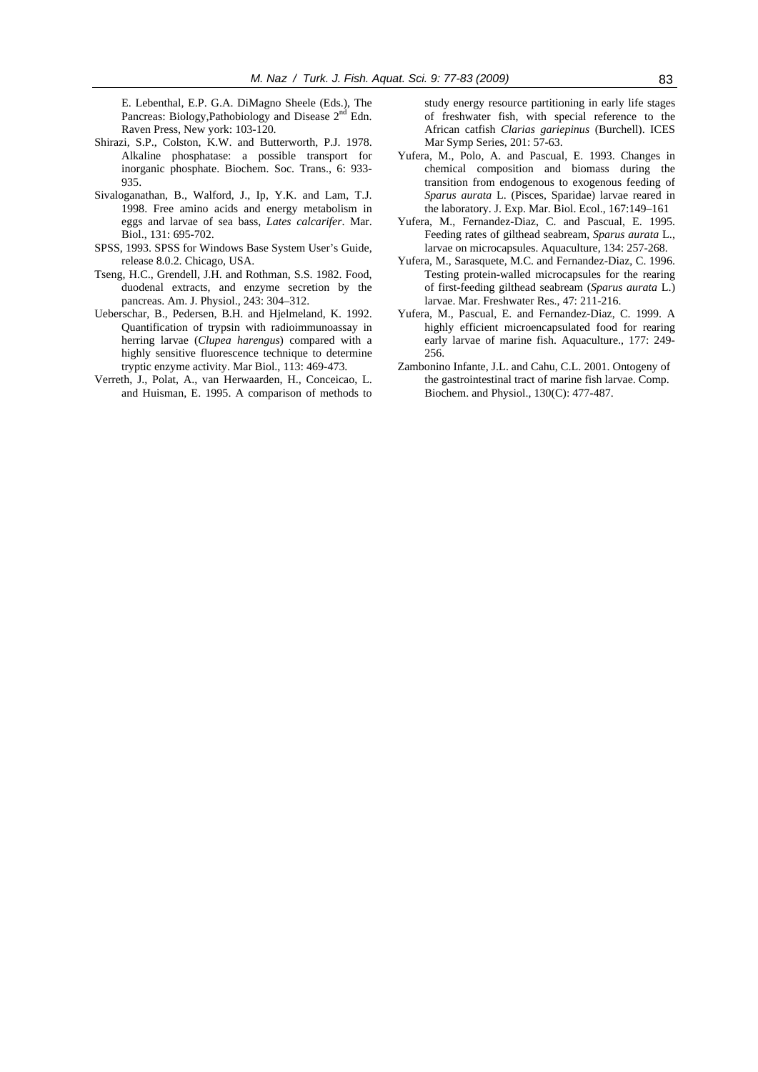E. Lebenthal, E.P. G.A. DiMagno Sheele (Eds.), The Pancreas: Biology,Pathobiology and Disease 2nd Edn. Raven Press, New york: 103-120.

Shirazi, S.P., Colston, K.W. and Butterworth, P.J. 1978. Alkaline phosphatase: a possible transport for inorganic phosphate. Biochem. Soc. Trans., 6: 933-935.

Sivaloganathan, B., Walford, J., Ip, Y.K. and Lam, T.J. 1998. Free amino acids and energy metabolism in eggs and larvae of sea bass, *Lates calcarifer*. Mar. Biol., 131: 695-702.

SPSS, 1993. SPSS for Windows Base System User's Guide, release 8.0.2. Chicago, USA.

Tseng, H.C., Grendell, J.H. and Rothman, S.S. 1982. Food, duodenal extracts, and enzyme secretion by the pancreas. Am. J. Physiol., 243: 304–312.

Ueberschar, B., Pedersen, B.H. and Hjelmeland, K. 1992. Quantification of trypsin with radioimmunoassay in herring larvae (*Clupea harengus*) compared with a highly sensitive fluorescence technique to determine tryptic enzyme activity. Mar Biol., 113: 469-473.

Verreth, J., Polat, A., van Herwaarden, H., Conceicao, L. and Huisman, E. 1995. A comparison of methods to study energy resource partitioning in early life stages of freshwater fish, with special reference to the African catfish *Clarias gariepinus* (Burchell). ICES Mar Symp Series, 201: 57-63.

Yufera, M., Polo, A. and Pascual, E. 1993. Changes in chemical composition and biomass during the transition from endogenous to exogenous feeding of *Sparus aurata* L. (Pisces, Sparidae) larvae reared in the laboratory. J. Exp. Mar. Biol. Ecol., 167:149–161

Yufera, M., Fernandez-Diaz, C. and Pascual, E. 1995. Feeding rates of gilthead seabream, *Sparus aurata* L., larvae on microcapsules. Aquaculture, 134: 257-268.

Yufera, M., Sarasquete, M.C. and Fernandez-Diaz, C. 1996. Testing protein-walled microcapsules for the rearing of first-feeding gilthead seabream (*Sparus aurata* L.) larvae. Mar. Freshwater Res., 47: 211-216.

Yufera, M., Pascual, E. and Fernandez-Diaz, C. 1999. A highly efficient microencapsulated food for rearing early larvae of marine fish. Aquaculture., 177: 249-256.

Zambonino Infante, J.L. and Cahu, C.L. 2001. Ontogeny of the gastrointestinal tract of marine fish larvae. Comp. Biochem. and Physiol., 130(C): 477-487.